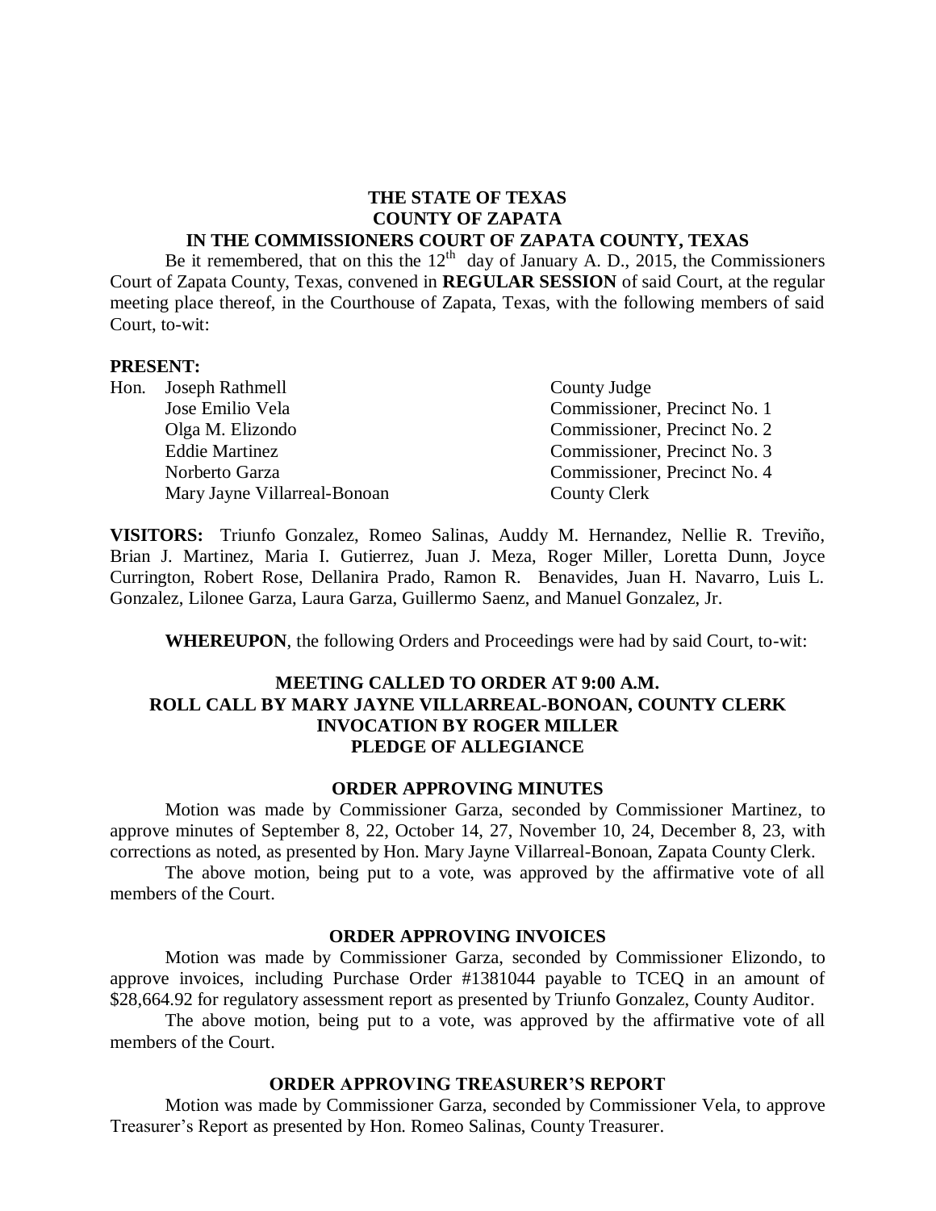**THE STATE OF TEXAS**
**COUNTY OF ZAPATA**
**IN THE COMMISSIONERS COURT OF ZAPATA COUNTY, TEXAS**

Be it remembered, that on this the 12th day of January A. D., 2015, the Commissioners Court of Zapata County, Texas, convened in **REGULAR SESSION** of said Court, at the regular meeting place thereof, in the Courthouse of Zapata, Texas, with the following members of said Court, to-wit:

**PRESENT:**

| | |
|---|---|
| Hon. Joseph Rathmell | County Judge |
| Jose Emilio Vela | Commissioner, Precinct No. 1 |
| Olga M. Elizondo | Commissioner, Precinct No. 2 |
| Eddie Martinez | Commissioner, Precinct No. 3 |
| Norberto Garza | Commissioner, Precinct No. 4 |
| Mary Jayne Villarreal-Bonoan | County Clerk |

**VISITORS:** Triunfo Gonzalez, Romeo Salinas, Auddy M. Hernandez, Nellie R. Treviño, Brian J. Martinez, Maria I. Gutierrez, Juan J. Meza, Roger Miller, Loretta Dunn, Joyce Currington, Robert Rose, Dellanira Prado, Ramon R. Benavides, Juan H. Navarro, Luis L. Gonzalez, Lilonee Garza, Laura Garza, Guillermo Saenz, and Manuel Gonzalez, Jr.

**WHEREUPON**, the following Orders and Proceedings were had by said Court, to-wit:

**MEETING CALLED TO ORDER AT 9:00 A.M.**
**ROLL CALL BY MARY JAYNE VILLARREAL-BONOAN, COUNTY CLERK**
**INVOCATION BY ROGER MILLER**
**PLEDGE OF ALLEGIANCE**

**ORDER APPROVING MINUTES**

Motion was made by Commissioner Garza, seconded by Commissioner Martinez, to approve minutes of September 8, 22, October 14, 27, November 10, 24, December 8, 23, with corrections as noted, as presented by Hon. Mary Jayne Villarreal-Bonoan, Zapata County Clerk.

The above motion, being put to a vote, was approved by the affirmative vote of all members of the Court.

**ORDER APPROVING INVOICES**

Motion was made by Commissioner Garza, seconded by Commissioner Elizondo, to approve invoices, including Purchase Order #1381044 payable to TCEQ in an amount of $28,664.92 for regulatory assessment report as presented by Triunfo Gonzalez, County Auditor.

The above motion, being put to a vote, was approved by the affirmative vote of all members of the Court.

**ORDER APPROVING TREASURER'S REPORT**

Motion was made by Commissioner Garza, seconded by Commissioner Vela, to approve Treasurer's Report as presented by Hon. Romeo Salinas, County Treasurer.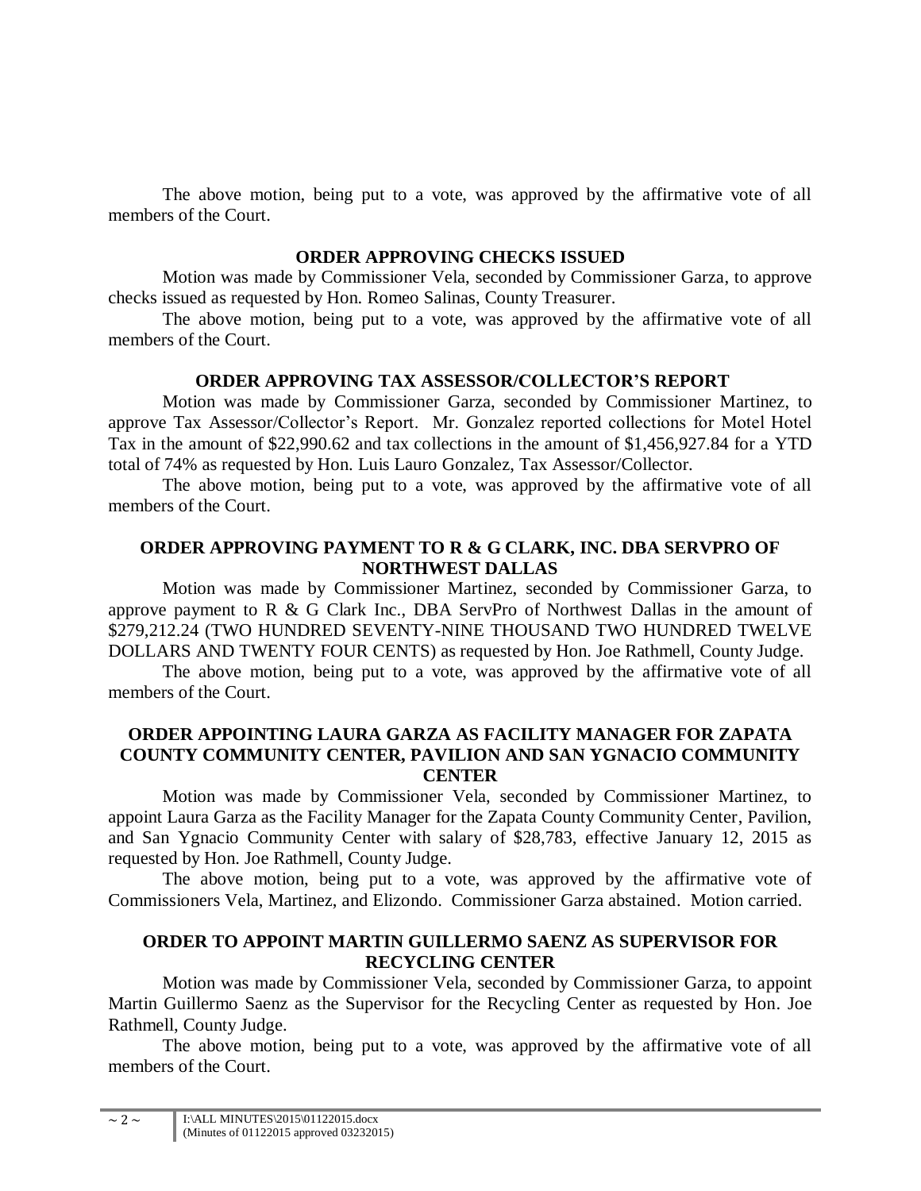The above motion, being put to a vote, was approved by the affirmative vote of all members of the Court.

**ORDER APPROVING CHECKS ISSUED**

Motion was made by Commissioner Vela, seconded by Commissioner Garza, to approve checks issued as requested by Hon. Romeo Salinas, County Treasurer.

The above motion, being put to a vote, was approved by the affirmative vote of all members of the Court.

**ORDER APPROVING TAX ASSESSOR/COLLECTOR'S REPORT**

Motion was made by Commissioner Garza, seconded by Commissioner Martinez, to approve Tax Assessor/Collector's Report. Mr. Gonzalez reported collections for Motel Hotel Tax in the amount of $22,990.62 and tax collections in the amount of $1,456,927.84 for a YTD total of 74% as requested by Hon. Luis Lauro Gonzalez, Tax Assessor/Collector.

The above motion, being put to a vote, was approved by the affirmative vote of all members of the Court.

**ORDER APPROVING PAYMENT TO R & G CLARK, INC. DBA SERVPRO OF NORTHWEST DALLAS**

Motion was made by Commissioner Martinez, seconded by Commissioner Garza, to approve payment to R & G Clark Inc., DBA ServPro of Northwest Dallas in the amount of $279,212.24 (TWO HUNDRED SEVENTY-NINE THOUSAND TWO HUNDRED TWELVE DOLLARS AND TWENTY FOUR CENTS) as requested by Hon. Joe Rathmell, County Judge.

The above motion, being put to a vote, was approved by the affirmative vote of all members of the Court.

**ORDER APPOINTING LAURA GARZA AS FACILITY MANAGER FOR ZAPATA COUNTY COMMUNITY CENTER, PAVILION AND SAN YGNACIO COMMUNITY CENTER**

Motion was made by Commissioner Vela, seconded by Commissioner Martinez, to appoint Laura Garza as the Facility Manager for the Zapata County Community Center, Pavilion, and San Ygnacio Community Center with salary of $28,783, effective January 12, 2015 as requested by Hon. Joe Rathmell, County Judge.

The above motion, being put to a vote, was approved by the affirmative vote of Commissioners Vela, Martinez, and Elizondo. Commissioner Garza abstained. Motion carried.

**ORDER TO APPOINT MARTIN GUILLERMO SAENZ AS SUPERVISOR FOR RECYCLING CENTER**

Motion was made by Commissioner Vela, seconded by Commissioner Garza, to appoint Martin Guillermo Saenz as the Supervisor for the Recycling Center as requested by Hon. Joe Rathmell, County Judge.

The above motion, being put to a vote, was approved by the affirmative vote of all members of the Court.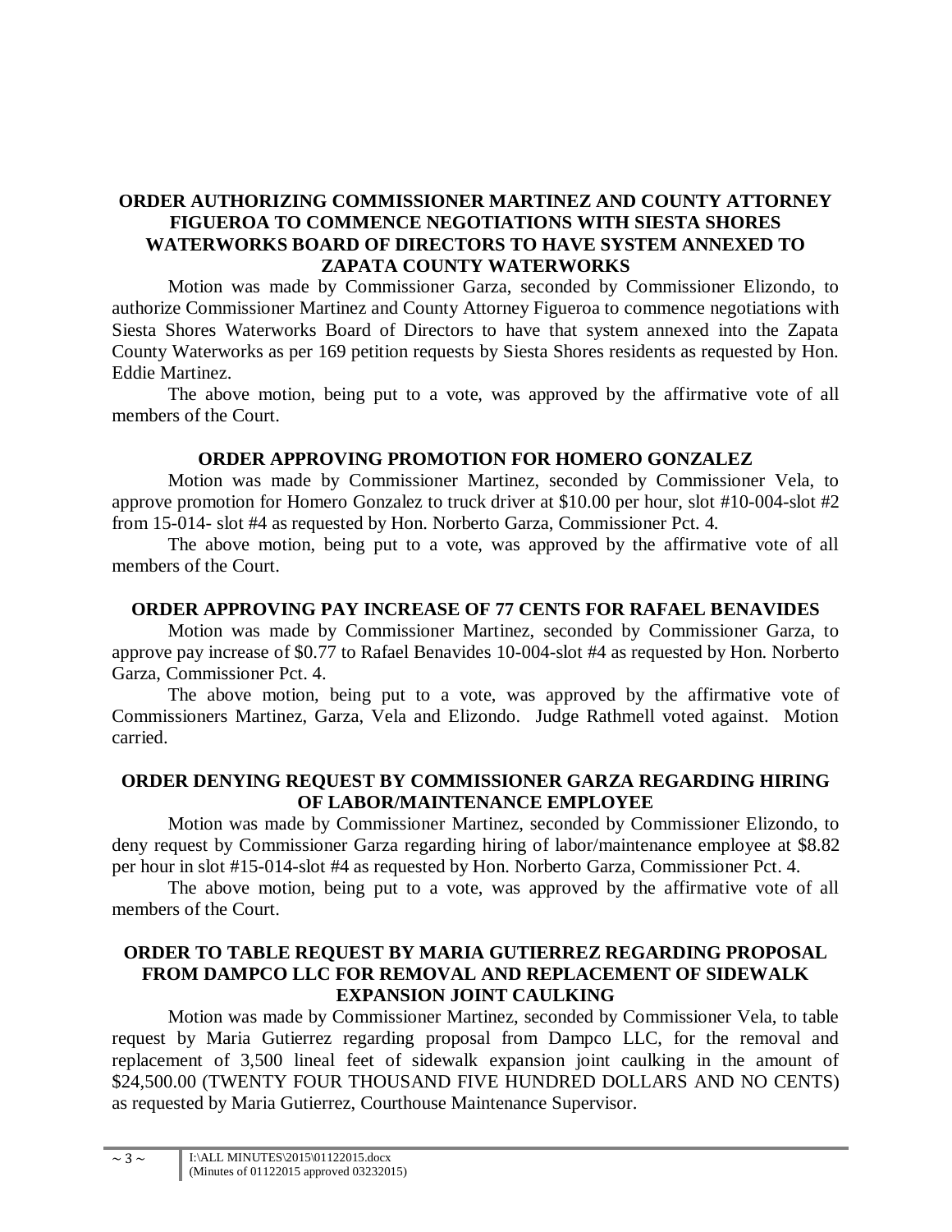### ORDER AUTHORIZING COMMISSIONER MARTINEZ AND COUNTY ATTORNEY FIGUEROA TO COMMENCE NEGOTIATIONS WITH SIESTA SHORES WATERWORKS BOARD OF DIRECTORS TO HAVE SYSTEM ANNEXED TO ZAPATA COUNTY WATERWORKS

Motion was made by Commissioner Garza, seconded by Commissioner Elizondo, to authorize Commissioner Martinez and County Attorney Figueroa to commence negotiations with Siesta Shores Waterworks Board of Directors to have that system annexed into the Zapata County Waterworks as per 169 petition requests by Siesta Shores residents as requested by Hon. Eddie Martinez.

The above motion, being put to a vote, was approved by the affirmative vote of all members of the Court.

### ORDER APPROVING PROMOTION FOR HOMERO GONZALEZ

Motion was made by Commissioner Martinez, seconded by Commissioner Vela, to approve promotion for Homero Gonzalez to truck driver at $10.00 per hour, slot #10-004-slot #2 from 15-014- slot #4 as requested by Hon. Norberto Garza, Commissioner Pct. 4.

The above motion, being put to a vote, was approved by the affirmative vote of all members of the Court.

### ORDER APPROVING PAY INCREASE OF 77 CENTS FOR RAFAEL BENAVIDES

Motion was made by Commissioner Martinez, seconded by Commissioner Garza, to approve pay increase of $0.77 to Rafael Benavides 10-004-slot #4 as requested by Hon. Norberto Garza, Commissioner Pct. 4.

The above motion, being put to a vote, was approved by the affirmative vote of Commissioners Martinez, Garza, Vela and Elizondo. Judge Rathmell voted against. Motion carried.

### ORDER DENYING REQUEST BY COMMISSIONER GARZA REGARDING HIRING OF LABOR/MAINTENANCE EMPLOYEE

Motion was made by Commissioner Martinez, seconded by Commissioner Elizondo, to deny request by Commissioner Garza regarding hiring of labor/maintenance employee at $8.82 per hour in slot #15-014-slot #4 as requested by Hon. Norberto Garza, Commissioner Pct. 4.

The above motion, being put to a vote, was approved by the affirmative vote of all members of the Court.

### ORDER TO TABLE REQUEST BY MARIA GUTIERREZ REGARDING PROPOSAL FROM DAMPCO LLC FOR REMOVAL AND REPLACEMENT OF SIDEWALK EXPANSION JOINT CAULKING

Motion was made by Commissioner Martinez, seconded by Commissioner Vela, to table request by Maria Gutierrez regarding proposal from Dampco LLC, for the removal and replacement of 3,500 lineal feet of sidewalk expansion joint caulking in the amount of $24,500.00 (TWENTY FOUR THOUSAND FIVE HUNDRED DOLLARS AND NO CENTS) as requested by Maria Gutierrez, Courthouse Maintenance Supervisor.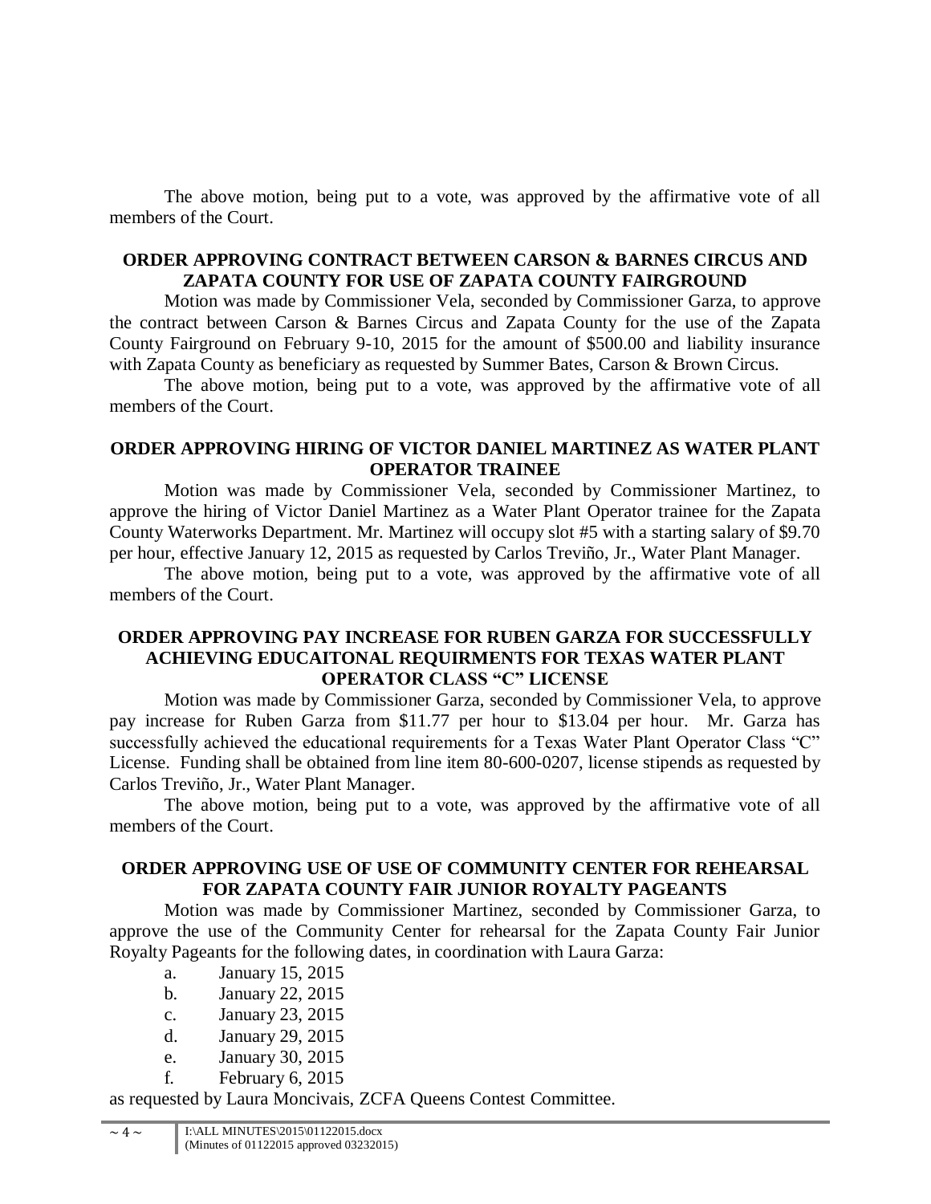The above motion, being put to a vote, was approved by the affirmative vote of all members of the Court.

**ORDER APPROVING CONTRACT BETWEEN CARSON & BARNES CIRCUS AND ZAPATA COUNTY FOR USE OF ZAPATA COUNTY FAIRGROUND**

Motion was made by Commissioner Vela, seconded by Commissioner Garza, to approve the contract between Carson & Barnes Circus and Zapata County for the use of the Zapata County Fairground on February 9-10, 2015 for the amount of $500.00 and liability insurance with Zapata County as beneficiary as requested by Summer Bates, Carson & Brown Circus.

The above motion, being put to a vote, was approved by the affirmative vote of all members of the Court.

**ORDER APPROVING HIRING OF VICTOR DANIEL MARTINEZ AS WATER PLANT OPERATOR TRAINEE**

Motion was made by Commissioner Vela, seconded by Commissioner Martinez, to approve the hiring of Victor Daniel Martinez as a Water Plant Operator trainee for the Zapata County Waterworks Department. Mr. Martinez will occupy slot #5 with a starting salary of $9.70 per hour, effective January 12, 2015 as requested by Carlos Treviño, Jr., Water Plant Manager.

The above motion, being put to a vote, was approved by the affirmative vote of all members of the Court.

**ORDER APPROVING PAY INCREASE FOR RUBEN GARZA FOR SUCCESSFULLY ACHIEVING EDUCAITONAL REQUIRMENTS FOR TEXAS WATER PLANT OPERATOR CLASS "C" LICENSE**

Motion was made by Commissioner Garza, seconded by Commissioner Vela, to approve pay increase for Ruben Garza from $11.77 per hour to $13.04 per hour. Mr. Garza has successfully achieved the educational requirements for a Texas Water Plant Operator Class "C" License. Funding shall be obtained from line item 80-600-0207, license stipends as requested by Carlos Treviño, Jr., Water Plant Manager.

The above motion, being put to a vote, was approved by the affirmative vote of all members of the Court.

**ORDER APPROVING USE OF USE OF COMMUNITY CENTER FOR REHEARSAL FOR ZAPATA COUNTY FAIR JUNIOR ROYALTY PAGEANTS**

Motion was made by Commissioner Martinez, seconded by Commissioner Garza, to approve the use of the Community Center for rehearsal for the Zapata County Fair Junior Royalty Pageants for the following dates, in coordination with Laura Garza:

a. January 15, 2015
b. January 22, 2015
c. January 23, 2015
d. January 29, 2015
e. January 30, 2015
f. February 6, 2015

as requested by Laura Moncivais, ZCFA Queens Contest Committee.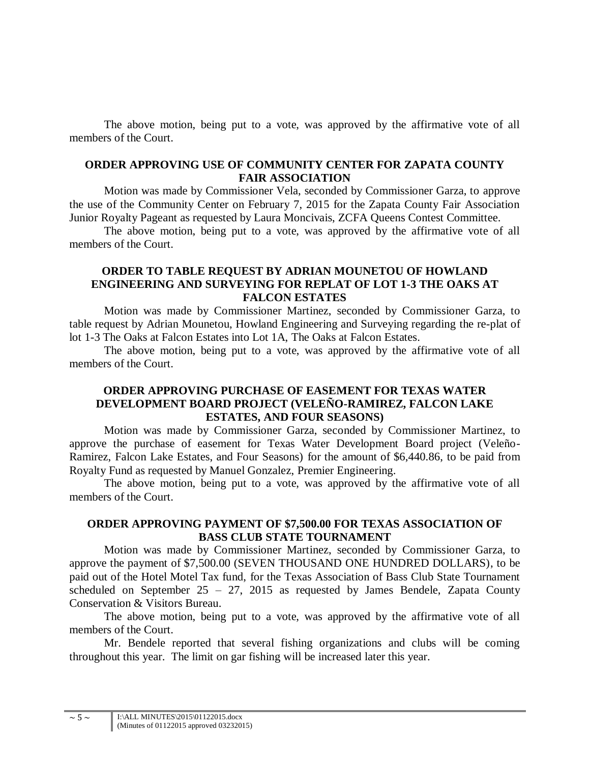The above motion, being put to a vote, was approved by the affirmative vote of all members of the Court.

## ORDER APPROVING USE OF COMMUNITY CENTER FOR ZAPATA COUNTY FAIR ASSOCIATION

Motion was made by Commissioner Vela, seconded by Commissioner Garza, to approve the use of the Community Center on February 7, 2015 for the Zapata County Fair Association Junior Royalty Pageant as requested by Laura Moncivais, ZCFA Queens Contest Committee.

The above motion, being put to a vote, was approved by the affirmative vote of all members of the Court.

## ORDER TO TABLE REQUEST BY ADRIAN MOUNETOU OF HOWLAND ENGINEERING AND SURVEYING FOR REPLAT OF LOT 1-3 THE OAKS AT FALCON ESTATES

Motion was made by Commissioner Martinez, seconded by Commissioner Garza, to table request by Adrian Mounetou, Howland Engineering and Surveying regarding the re-plat of lot 1-3 The Oaks at Falcon Estates into Lot 1A, The Oaks at Falcon Estates.

The above motion, being put to a vote, was approved by the affirmative vote of all members of the Court.

## ORDER APPROVING PURCHASE OF EASEMENT FOR TEXAS WATER DEVELOPMENT BOARD PROJECT (VELEÑO-RAMIREZ, FALCON LAKE ESTATES, AND FOUR SEASONS)

Motion was made by Commissioner Garza, seconded by Commissioner Martinez, to approve the purchase of easement for Texas Water Development Board project (Veleño-Ramirez, Falcon Lake Estates, and Four Seasons) for the amount of $6,440.86, to be paid from Royalty Fund as requested by Manuel Gonzalez, Premier Engineering.

The above motion, being put to a vote, was approved by the affirmative vote of all members of the Court.

## ORDER APPROVING PAYMENT OF $7,500.00 FOR TEXAS ASSOCIATION OF BASS CLUB STATE TOURNAMENT

Motion was made by Commissioner Martinez, seconded by Commissioner Garza, to approve the payment of $7,500.00 (SEVEN THOUSAND ONE HUNDRED DOLLARS), to be paid out of the Hotel Motel Tax fund, for the Texas Association of Bass Club State Tournament scheduled on September 25 – 27, 2015 as requested by James Bendele, Zapata County Conservation & Visitors Bureau.

The above motion, being put to a vote, was approved by the affirmative vote of all members of the Court.

Mr. Bendele reported that several fishing organizations and clubs will be coming throughout this year. The limit on gar fishing will be increased later this year.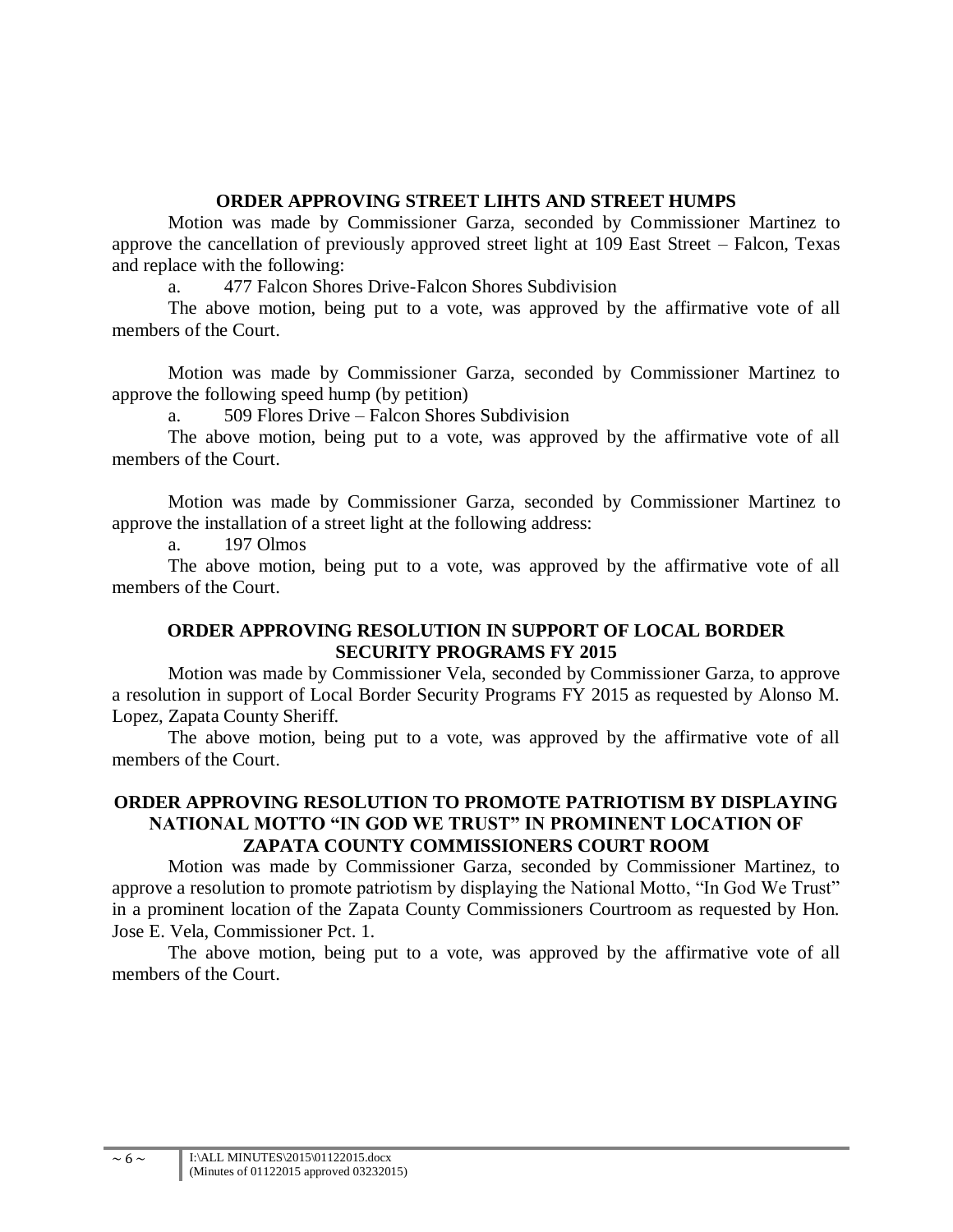**ORDER APPROVING STREET LIHTS AND STREET HUMPS**

Motion was made by Commissioner Garza, seconded by Commissioner Martinez to approve the cancellation of previously approved street light at 109 East Street – Falcon, Texas and replace with the following:

a. 477 Falcon Shores Drive-Falcon Shores Subdivision

The above motion, being put to a vote, was approved by the affirmative vote of all members of the Court.

Motion was made by Commissioner Garza, seconded by Commissioner Martinez to approve the following speed hump (by petition)

a. 509 Flores Drive – Falcon Shores Subdivision

The above motion, being put to a vote, was approved by the affirmative vote of all members of the Court.

Motion was made by Commissioner Garza, seconded by Commissioner Martinez to approve the installation of a street light at the following address:

a. 197 Olmos

The above motion, being put to a vote, was approved by the affirmative vote of all members of the Court.

**ORDER APPROVING RESOLUTION IN SUPPORT OF LOCAL BORDER SECURITY PROGRAMS FY 2015**

Motion was made by Commissioner Vela, seconded by Commissioner Garza, to approve a resolution in support of Local Border Security Programs FY 2015 as requested by Alonso M. Lopez, Zapata County Sheriff.

The above motion, being put to a vote, was approved by the affirmative vote of all members of the Court.

**ORDER APPROVING RESOLUTION TO PROMOTE PATRIOTISM BY DISPLAYING NATIONAL MOTTO "IN GOD WE TRUST" IN PROMINENT LOCATION OF ZAPATA COUNTY COMMISSIONERS COURT ROOM**

Motion was made by Commissioner Garza, seconded by Commissioner Martinez, to approve a resolution to promote patriotism by displaying the National Motto, "In God We Trust" in a prominent location of the Zapata County Commissioners Courtroom as requested by Hon. Jose E. Vela, Commissioner Pct. 1.

The above motion, being put to a vote, was approved by the affirmative vote of all members of the Court.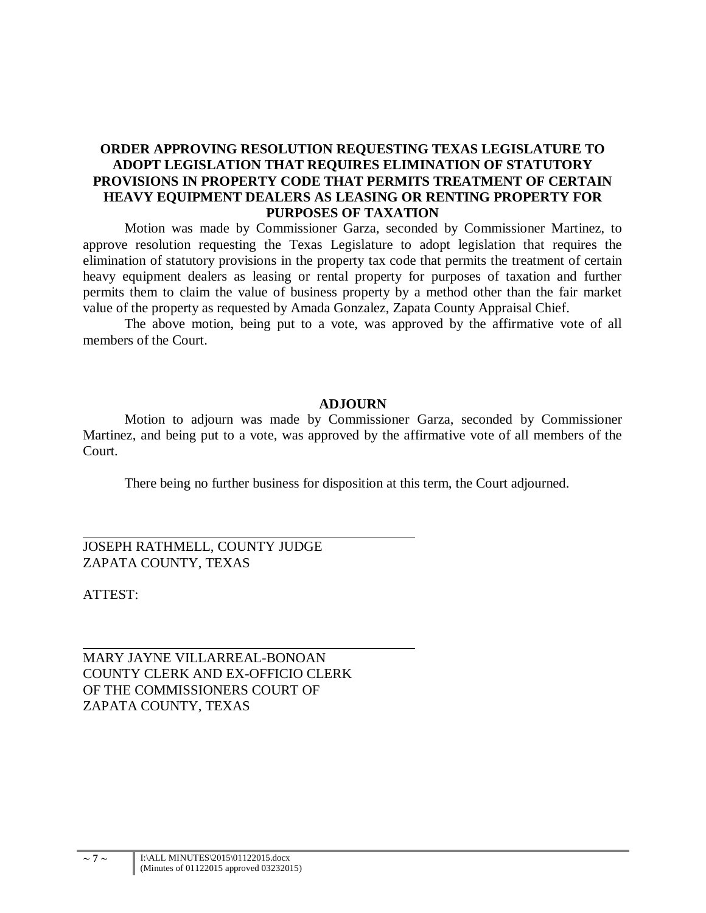**ORDER APPROVING RESOLUTION REQUESTING TEXAS LEGISLATURE TO ADOPT LEGISLATION THAT REQUIRES ELIMINATION OF STATUTORY PROVISIONS IN PROPERTY CODE THAT PERMITS TREATMENT OF CERTAIN HEAVY EQUIPMENT DEALERS AS LEASING OR RENTING PROPERTY FOR PURPOSES OF TAXATION**

Motion was made by Commissioner Garza, seconded by Commissioner Martinez, to approve resolution requesting the Texas Legislature to adopt legislation that requires the elimination of statutory provisions in the property tax code that permits the treatment of certain heavy equipment dealers as leasing or rental property for purposes of taxation and further permits them to claim the value of business property by a method other than the fair market value of the property as requested by Amada Gonzalez, Zapata County Appraisal Chief.

The above motion, being put to a vote, was approved by the affirmative vote of all members of the Court.

**ADJOURN**

Motion to adjourn was made by Commissioner Garza, seconded by Commissioner Martinez, and being put to a vote, was approved by the affirmative vote of all members of the Court.

There being no further business for disposition at this term, the Court adjourned.

JOSEPH RATHMELL, COUNTY JUDGE
ZAPATA COUNTY, TEXAS

ATTEST:

MARY JAYNE VILLARREAL-BONOAN
COUNTY CLERK AND EX-OFFICIO CLERK
OF THE COMMISSIONERS COURT OF
ZAPATA COUNTY, TEXAS

I:\ALL MINUTES\2015\01122015.docx
(Minutes of 01122015 approved 03232015)